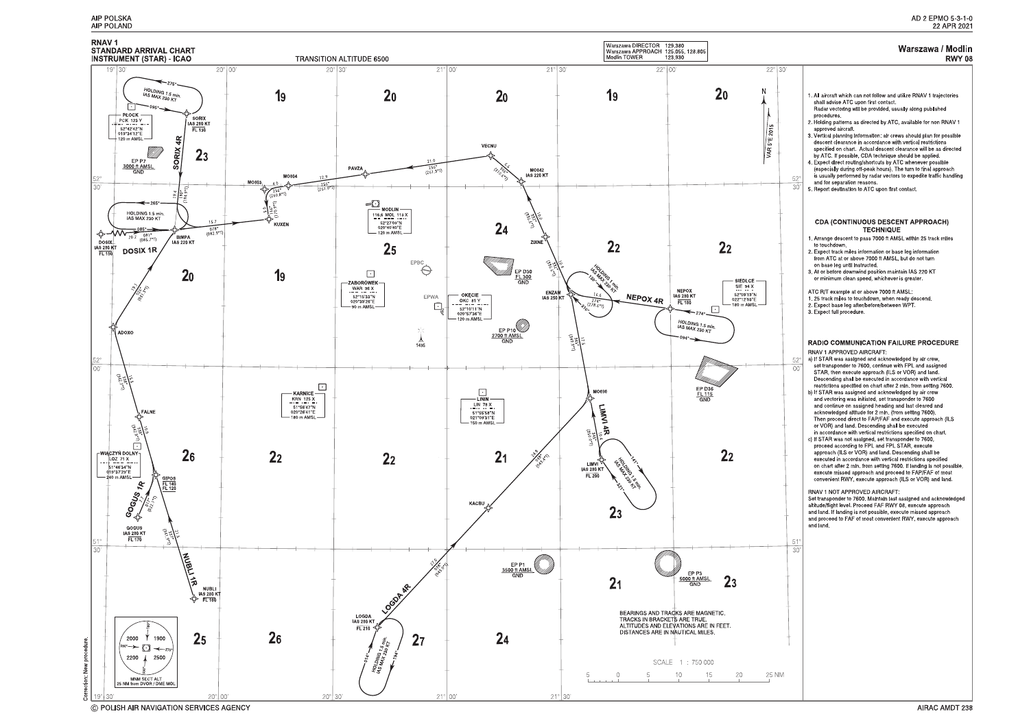RNAV 1
STANDARD ARRIVAL CHART
INSTRUMENT (STAR) - ICAO

TRANSITION ALTITUDE 6500

| | |
|---|---|
| Warszawa DIRECTOR | 129.380 |
| Warszawa APPROACH | 125.055, 128.805 |
| Modlin TOWER | 123.930 |

# Warszawa / Modlin
## RWY 08

1. All aircraft which can not follow and utilize RNAV 1 trajectories shall advise ATC upon first contact. Radar vectoring will be provided, usually along published procedures.
2. Holding patterns as directed by ATC, available for non RNAV 1 approved aircraft.
3. Vertical planning information: air crews should plan for possible descent clearance in accordance with vertical restrictions specified on chart. Actual descent clearance will be as directed by ATC. If possible, CDA technique should be applied.
4. Expect direct routing/shortcuts by ATC whenever possible (especially during off-peak hours). The turn to final approach is usually performed by radar vectors to expedite traffic handling and for separation reasons.
5. Report destination to ATC upon first contact.

### CDA (CONTINUOUS DESCENT APPROACH) TECHNIQUE

1. Arrange descent to pass 7000 ft AMSL within 25 track miles to touchdown.
2. Expect track miles information or base leg information from ATC at or above 7000 ft AMSL, but do not turn on base leg until instructed.
3. At or before downwind position maintain IAS 220 KT or minimum clean speed, whichever is greater.

ATC R/T example at or above 7000 ft AMSL:
1. 25 track miles to touchdown, when ready descend.
2. Expect base leg after/before/between WPT.
3. Expect full procedure.

### RADIO COMMUNICATION FAILURE PROCEDURE

RNAV 1 APPROVED AIRCRAFT:

a) If STAR was assigned and acknowledged by air crew, set transponder to 7600, continue with FPL and assigned STAR, then execute approach (ILS or VOR) and land. Descending shall be executed in accordance with vertical restrictions specified on chart after 2 min. from setting 7600.

b) If STAR was assigned and acknowledged by air crew and vectoring was initiated, set transponder to 7600 and continue on assigned heading and last cleared and acknowledged altitude for 2 min. (from setting 7600). Then proceed direct to FAP/FAF and execute approach (ILS or VOR) and land. Descending shall be executed in accordance with vertical restrictions specified on chart.

c) If STAR was not assigned, set transponder to 7600, proceed according to FPL and FPL STAR, execute approach (ILS or VOR) and land. Descending shall be executed in accordance with vertical restrictions specified on chart after 2 min. from setting 7600. If landing is not possible, execute missed approach and proceed to FAP/FAF of most convenient RWY, execute approach (ILS or VOR) and land.

RNAV 1 NOT APPROVED AIRCRAFT:
Set transponder to 7600. Maintain last assigned and acknowledged altitude/flight level. Proceed FAF RWY 08, execute approach and land. If landing is not possible, execute missed approach and proceed to FAF of most convenient RWY, execute approach and land.

BEARINGS AND TRACKS ARE MAGNETIC.
TRACKS IN BRACKETS ARE TRUE.
ALTITUDES AND ELEVATIONS ARE IN FEET.
DISTANCES ARE IN NAUTICAL MILES.

SCALE 1 : 750 000

MNM SECT ALT 25 NM from DVOR / DME MOL: 2000, 1900, 2200, 2500

Correction: New procedure.

© POLISH AIR NAVIGATION SERVICES AGENCY

AIRAC AMDT 238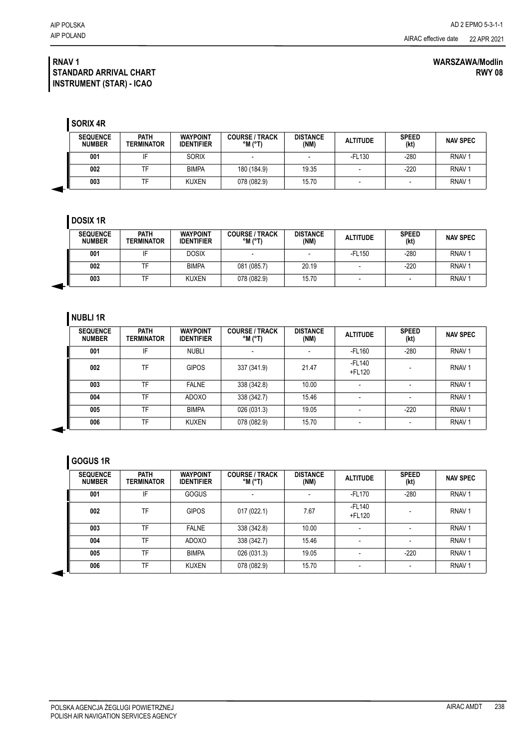**RNAV 1**
**STANDARD ARRIVAL CHART**
**INSTRUMENT (STAR) - ICAO**

**WARSZAWA/Modlin**
**RWY 08**

## SORIX 4R

| SEQUENCE NUMBER | PATH TERMINATOR | WAYPOINT IDENTIFIER | COURSE / TRACK °M (°T) | DISTANCE (NM) | ALTITUDE | SPEED (kt) | NAV SPEC |
|---|---|---|---|---|---|---|---|
| 001 | IF | SORIX | - | - | -FL130 | -280 | RNAV 1 |
| 002 | TF | BIMPA | 180 (184.9) | 19.35 | - | -220 | RNAV 1 |
| 003 | TF | KUXEN | 078 (082.9) | 15.70 | - | - | RNAV 1 |

## DOSIX 1R

| SEQUENCE NUMBER | PATH TERMINATOR | WAYPOINT IDENTIFIER | COURSE / TRACK °M (°T) | DISTANCE (NM) | ALTITUDE | SPEED (kt) | NAV SPEC |
|---|---|---|---|---|---|---|---|
| 001 | IF | DOSIX | - | - | -FL150 | -280 | RNAV 1 |
| 002 | TF | BIMPA | 081 (085.7) | 20.19 | - | -220 | RNAV 1 |
| 003 | TF | KUXEN | 078 (082.9) | 15.70 | - | - | RNAV 1 |

## NUBLI 1R

| SEQUENCE NUMBER | PATH TERMINATOR | WAYPOINT IDENTIFIER | COURSE / TRACK °M (°T) | DISTANCE (NM) | ALTITUDE | SPEED (kt) | NAV SPEC |
|---|---|---|---|---|---|---|---|
| 001 | IF | NUBLI | - | - | -FL160 | -280 | RNAV 1 |
| 002 | TF | GIPOS | 337 (341.9) | 21.47 | -FL140 +FL120 | - | RNAV 1 |
| 003 | TF | FALNE | 338 (342.8) | 10.00 | - | - | RNAV 1 |
| 004 | TF | ADOXO | 338 (342.7) | 15.46 | - | - | RNAV 1 |
| 005 | TF | BIMPA | 026 (031.3) | 19.05 | - | -220 | RNAV 1 |
| 006 | TF | KUXEN | 078 (082.9) | 15.70 | - | - | RNAV 1 |

## GOGUS 1R

| SEQUENCE NUMBER | PATH TERMINATOR | WAYPOINT IDENTIFIER | COURSE / TRACK °M (°T) | DISTANCE (NM) | ALTITUDE | SPEED (kt) | NAV SPEC |
|---|---|---|---|---|---|---|---|
| 001 | IF | GOGUS | - | - | -FL170 | -280 | RNAV 1 |
| 002 | TF | GIPOS | 017 (022.1) | 7.67 | -FL140 +FL120 | - | RNAV 1 |
| 003 | TF | FALNE | 338 (342.8) | 10.00 | - | - | RNAV 1 |
| 004 | TF | ADOXO | 338 (342.7) | 15.46 | - | - | RNAV 1 |
| 005 | TF | BIMPA | 026 (031.3) | 19.05 | - | -220 | RNAV 1 |
| 006 | TF | KUXEN | 078 (082.9) | 15.70 | - | - | RNAV 1 |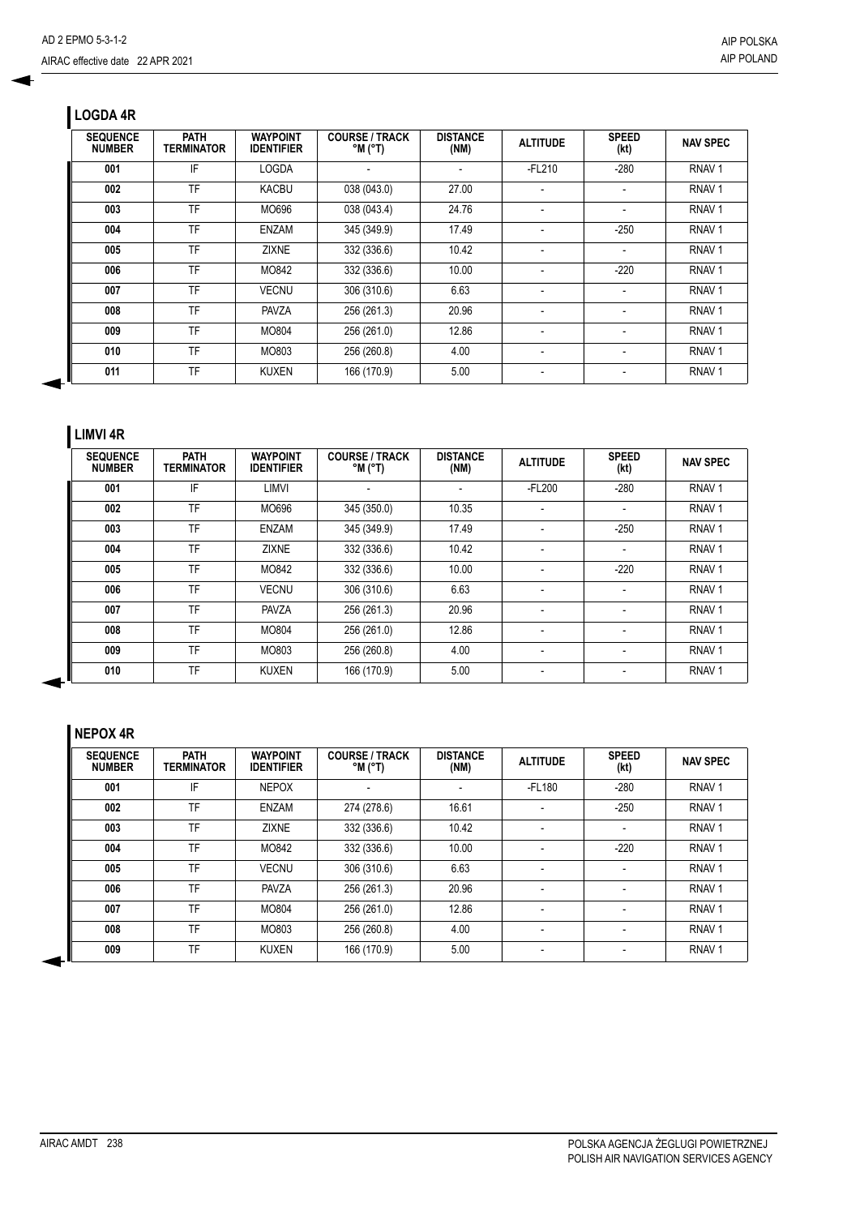## LOGDA 4R

| SEQUENCE NUMBER | PATH TERMINATOR | WAYPOINT IDENTIFIER | COURSE / TRACK °M (°T) | DISTANCE (NM) | ALTITUDE | SPEED (kt) | NAV SPEC |
|---|---|---|---|---|---|---|---|
| 001 | IF | LOGDA | - | - | -FL210 | -280 | RNAV 1 |
| 002 | TF | KACBU | 038 (043.0) | 27.00 | - | - | RNAV 1 |
| 003 | TF | MO696 | 038 (043.4) | 24.76 | - | - | RNAV 1 |
| 004 | TF | ENZAM | 345 (349.9) | 17.49 | - | -250 | RNAV 1 |
| 005 | TF | ZIXNE | 332 (336.6) | 10.42 | - | - | RNAV 1 |
| 006 | TF | MO842 | 332 (336.6) | 10.00 | - | -220 | RNAV 1 |
| 007 | TF | VECNU | 306 (310.6) | 6.63 | - | - | RNAV 1 |
| 008 | TF | PAVZA | 256 (261.3) | 20.96 | - | - | RNAV 1 |
| 009 | TF | MO804 | 256 (261.0) | 12.86 | - | - | RNAV 1 |
| 010 | TF | MO803 | 256 (260.8) | 4.00 | - | - | RNAV 1 |
| 011 | TF | KUXEN | 166 (170.9) | 5.00 | - | - | RNAV 1 |

## LIMVI 4R

| SEQUENCE NUMBER | PATH TERMINATOR | WAYPOINT IDENTIFIER | COURSE / TRACK °M (°T) | DISTANCE (NM) | ALTITUDE | SPEED (kt) | NAV SPEC |
|---|---|---|---|---|---|---|---|
| 001 | IF | LIMVI | - | - | -FL200 | -280 | RNAV 1 |
| 002 | TF | MO696 | 345 (350.0) | 10.35 | - | - | RNAV 1 |
| 003 | TF | ENZAM | 345 (349.9) | 17.49 | - | -250 | RNAV 1 |
| 004 | TF | ZIXNE | 332 (336.6) | 10.42 | - | - | RNAV 1 |
| 005 | TF | MO842 | 332 (336.6) | 10.00 | - | -220 | RNAV 1 |
| 006 | TF | VECNU | 306 (310.6) | 6.63 | - | - | RNAV 1 |
| 007 | TF | PAVZA | 256 (261.3) | 20.96 | - | - | RNAV 1 |
| 008 | TF | MO804 | 256 (261.0) | 12.86 | - | - | RNAV 1 |
| 009 | TF | MO803 | 256 (260.8) | 4.00 | - | - | RNAV 1 |
| 010 | TF | KUXEN | 166 (170.9) | 5.00 | - | - | RNAV 1 |

## NEPOX 4R

| SEQUENCE NUMBER | PATH TERMINATOR | WAYPOINT IDENTIFIER | COURSE / TRACK °M (°T) | DISTANCE (NM) | ALTITUDE | SPEED (kt) | NAV SPEC |
|---|---|---|---|---|---|---|---|
| 001 | IF | NEPOX | - | - | -FL180 | -280 | RNAV 1 |
| 002 | TF | ENZAM | 274 (278.6) | 16.61 | - | -250 | RNAV 1 |
| 003 | TF | ZIXNE | 332 (336.6) | 10.42 | - | - | RNAV 1 |
| 004 | TF | MO842 | 332 (336.6) | 10.00 | - | -220 | RNAV 1 |
| 005 | TF | VECNU | 306 (310.6) | 6.63 | - | - | RNAV 1 |
| 006 | TF | PAVZA | 256 (261.3) | 20.96 | - | - | RNAV 1 |
| 007 | TF | MO804 | 256 (261.0) | 12.86 | - | - | RNAV 1 |
| 008 | TF | MO803 | 256 (260.8) | 4.00 | - | - | RNAV 1 |
| 009 | TF | KUXEN | 166 (170.9) | 5.00 | - | - | RNAV 1 |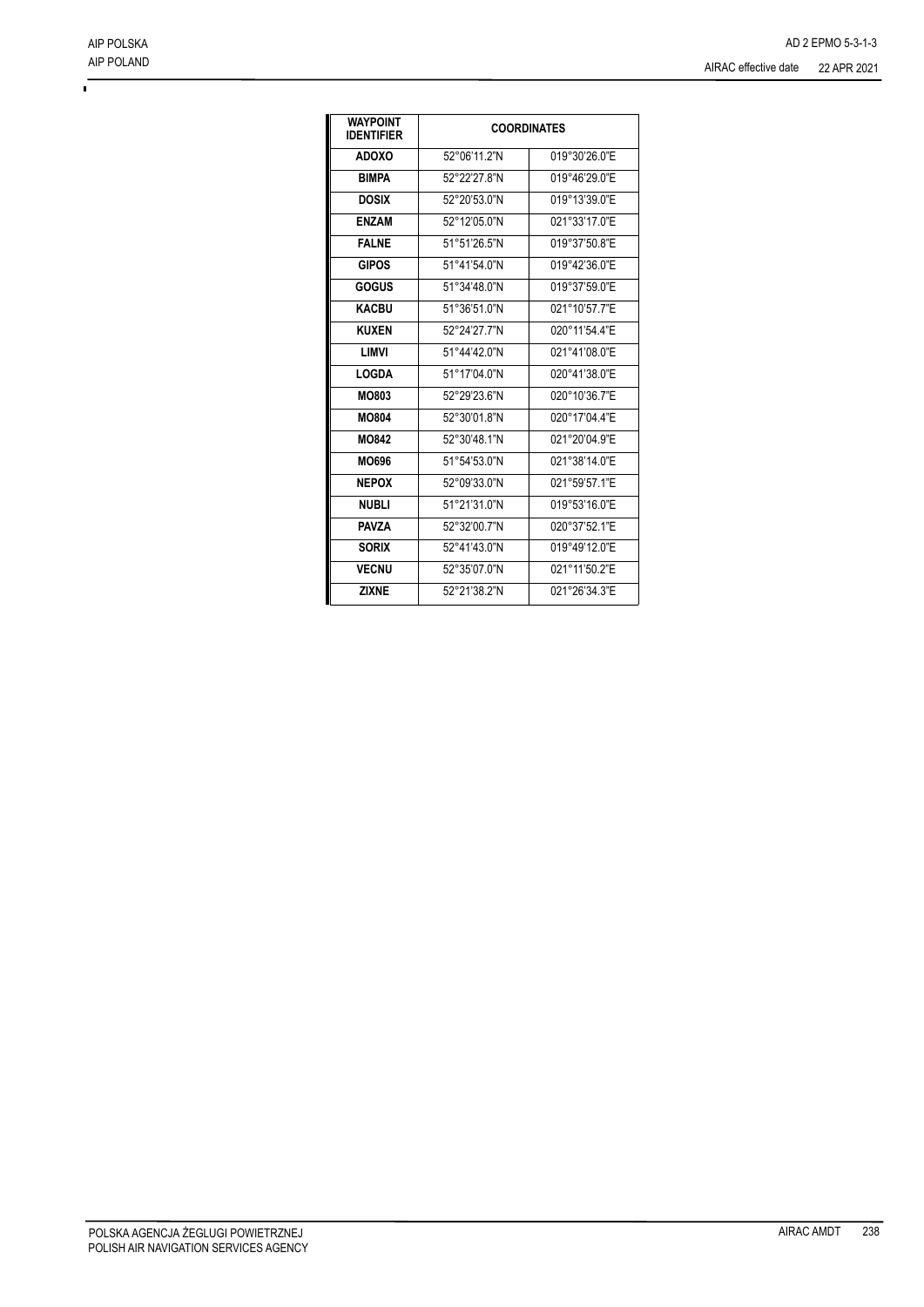| WAYPOINT IDENTIFIER | COORDINATES | |
|---|---|---|
| **ADOXO** | 52°06'11.2"N | 019°30'26.0"E |
| **BIMPA** | 52°22'27.8"N | 019°46'29.0"E |
| **DOSIX** | 52°20'53.0"N | 019°13'39.0"E |
| **ENZAM** | 52°12'05.0"N | 021°33'17.0"E |
| **FALNE** | 51°51'26.5"N | 019°37'50.8"E |
| **GIPOS** | 51°41'54.0"N | 019°42'36.0"E |
| **GOGUS** | 51°34'48.0"N | 019°37'59.0"E |
| **KACBU** | 51°36'51.0"N | 021°10'57.7"E |
| **KUXEN** | 52°24'27.7"N | 020°11'54.4"E |
| **LIMVI** | 51°44'42.0"N | 021°41'08.0"E |
| **LOGDA** | 51°17'04.0"N | 020°41'38.0"E |
| **MO803** | 52°29'23.6"N | 020°10'36.7"E |
| **MO804** | 52°30'01.8"N | 020°17'04.4"E |
| **MO842** | 52°30'48.1"N | 021°20'04.9"E |
| **MO696** | 51°54'53.0"N | 021°38'14.0"E |
| **NEPOX** | 52°09'33.0"N | 021°59'57.1"E |
| **NUBLI** | 51°21'31.0"N | 019°53'16.0"E |
| **PAVZA** | 52°32'00.7"N | 020°37'52.1"E |
| **SORIX** | 52°41'43.0"N | 019°49'12.0"E |
| **VECNU** | 52°35'07.0"N | 021°11'50.2"E |
| **ZIXNE** | 52°21'38.2"N | 021°26'34.3"E |